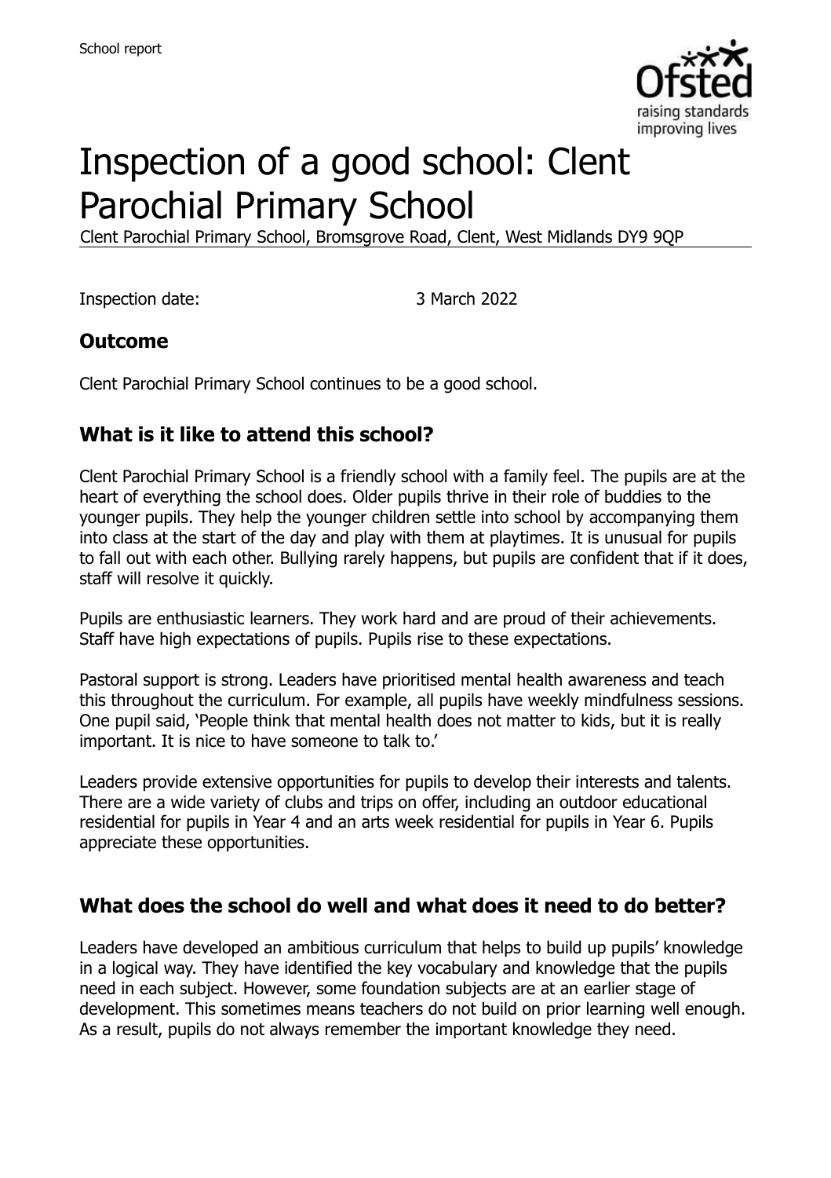# Inspection of a good school: Clent Parochial Primary School

Clent Parochial Primary School, Bromsgrove Road, Clent, West Midlands DY9 9QP

Inspection date: 3 March 2022

## Outcome

Clent Parochial Primary School continues to be a good school.

## What is it like to attend this school?

Clent Parochial Primary School is a friendly school with a family feel. The pupils are at the heart of everything the school does. Older pupils thrive in their role of buddies to the younger pupils. They help the younger children settle into school by accompanying them into class at the start of the day and play with them at playtimes. It is unusual for pupils to fall out with each other. Bullying rarely happens, but pupils are confident that if it does, staff will resolve it quickly.

Pupils are enthusiastic learners. They work hard and are proud of their achievements. Staff have high expectations of pupils. Pupils rise to these expectations.

Pastoral support is strong. Leaders have prioritised mental health awareness and teach this throughout the curriculum. For example, all pupils have weekly mindfulness sessions. One pupil said, 'People think that mental health does not matter to kids, but it is really important. It is nice to have someone to talk to.'

Leaders provide extensive opportunities for pupils to develop their interests and talents. There are a wide variety of clubs and trips on offer, including an outdoor educational residential for pupils in Year 4 and an arts week residential for pupils in Year 6. Pupils appreciate these opportunities.

## What does the school do well and what does it need to do better?

Leaders have developed an ambitious curriculum that helps to build up pupils' knowledge in a logical way. They have identified the key vocabulary and knowledge that the pupils need in each subject. However, some foundation subjects are at an earlier stage of development. This sometimes means teachers do not build on prior learning well enough. As a result, pupils do not always remember the important knowledge they need.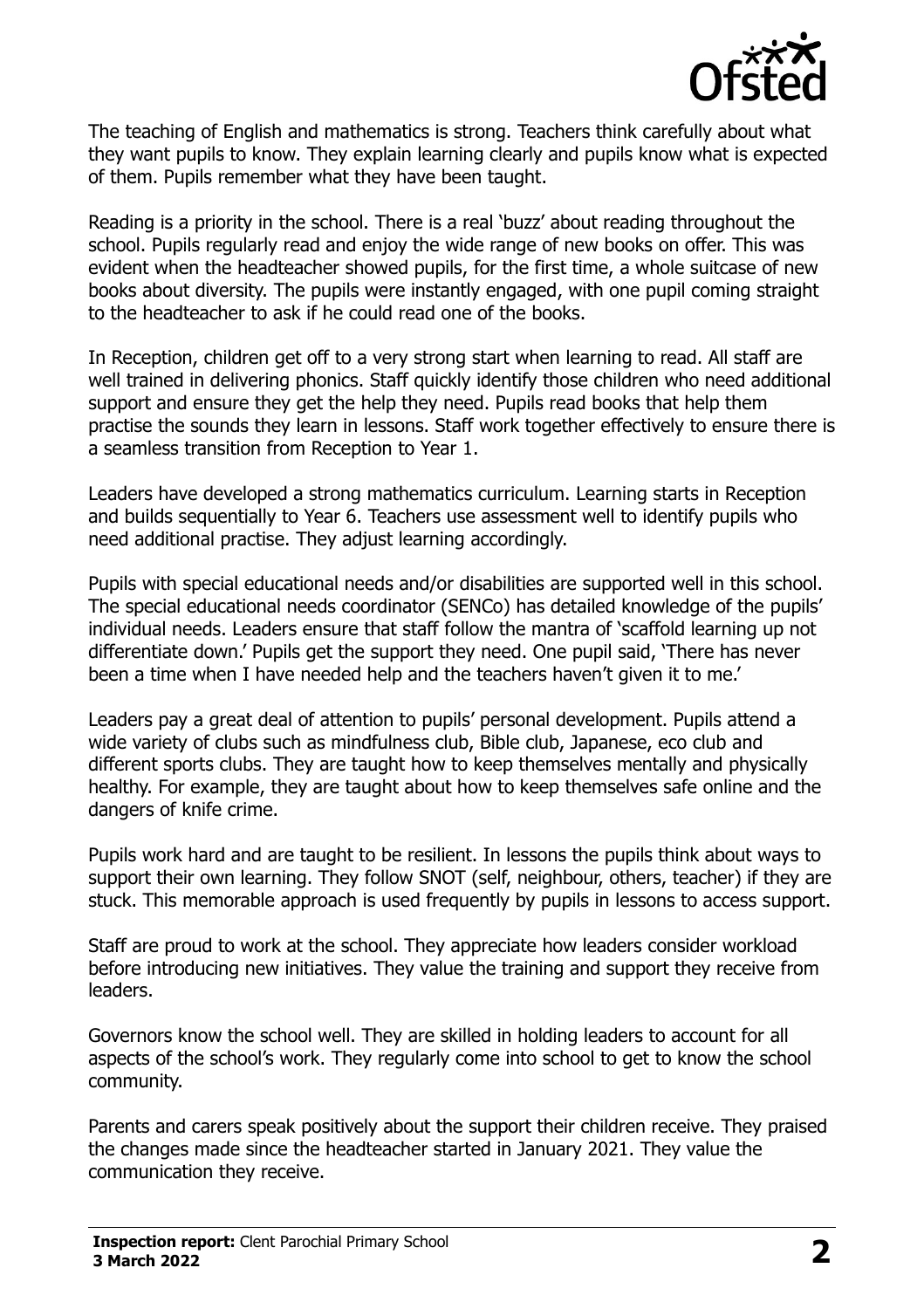The teaching of English and mathematics is strong. Teachers think carefully about what they want pupils to know. They explain learning clearly and pupils know what is expected of them. Pupils remember what they have been taught.

Reading is a priority in the school. There is a real 'buzz' about reading throughout the school. Pupils regularly read and enjoy the wide range of new books on offer. This was evident when the headteacher showed pupils, for the first time, a whole suitcase of new books about diversity. The pupils were instantly engaged, with one pupil coming straight to the headteacher to ask if he could read one of the books.

In Reception, children get off to a very strong start when learning to read. All staff are well trained in delivering phonics. Staff quickly identify those children who need additional support and ensure they get the help they need. Pupils read books that help them practise the sounds they learn in lessons. Staff work together effectively to ensure there is a seamless transition from Reception to Year 1.

Leaders have developed a strong mathematics curriculum. Learning starts in Reception and builds sequentially to Year 6. Teachers use assessment well to identify pupils who need additional practise. They adjust learning accordingly.

Pupils with special educational needs and/or disabilities are supported well in this school. The special educational needs coordinator (SENCo) has detailed knowledge of the pupils' individual needs. Leaders ensure that staff follow the mantra of 'scaffold learning up not differentiate down.' Pupils get the support they need. One pupil said, 'There has never been a time when I have needed help and the teachers haven't given it to me.'

Leaders pay a great deal of attention to pupils' personal development. Pupils attend a wide variety of clubs such as mindfulness club, Bible club, Japanese, eco club and different sports clubs. They are taught how to keep themselves mentally and physically healthy. For example, they are taught about how to keep themselves safe online and the dangers of knife crime.

Pupils work hard and are taught to be resilient. In lessons the pupils think about ways to support their own learning. They follow SNOT (self, neighbour, others, teacher) if they are stuck. This memorable approach is used frequently by pupils in lessons to access support.

Staff are proud to work at the school. They appreciate how leaders consider workload before introducing new initiatives. They value the training and support they receive from leaders.

Governors know the school well. They are skilled in holding leaders to account for all aspects of the school's work. They regularly come into school to get to know the school community.

Parents and carers speak positively about the support their children receive. They praised the changes made since the headteacher started in January 2021. They value the communication they receive.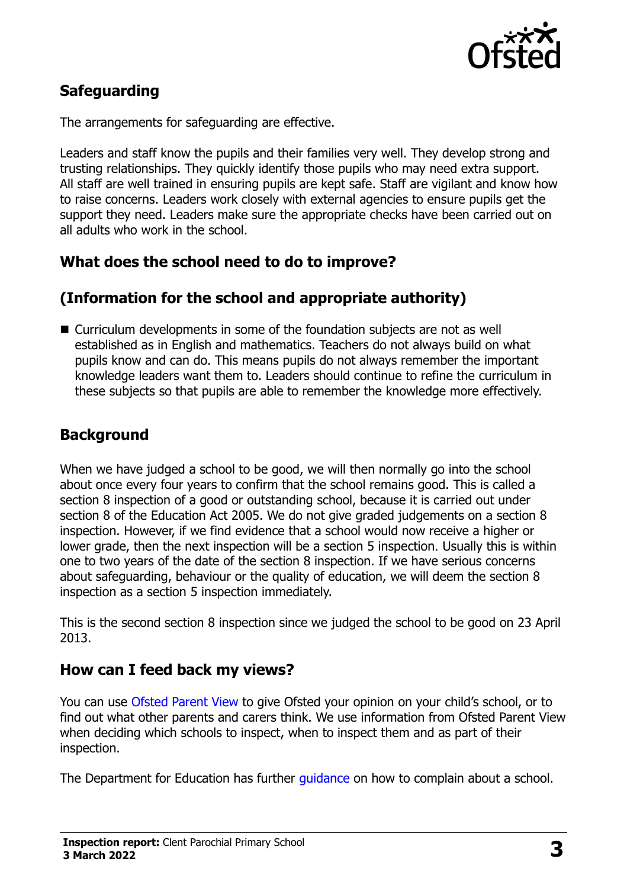## Safeguarding

The arrangements for safeguarding are effective.

Leaders and staff know the pupils and their families very well. They develop strong and trusting relationships. They quickly identify those pupils who may need extra support. All staff are well trained in ensuring pupils are kept safe. Staff are vigilant and know how to raise concerns. Leaders work closely with external agencies to ensure pupils get the support they need. Leaders make sure the appropriate checks have been carried out on all adults who work in the school.

## What does the school need to do to improve?

## (Information for the school and appropriate authority)

- Curriculum developments in some of the foundation subjects are not as well established as in English and mathematics. Teachers do not always build on what pupils know and can do. This means pupils do not always remember the important knowledge leaders want them to. Leaders should continue to refine the curriculum in these subjects so that pupils are able to remember the knowledge more effectively.

## Background

When we have judged a school to be good, we will then normally go into the school about once every four years to confirm that the school remains good. This is called a section 8 inspection of a good or outstanding school, because it is carried out under section 8 of the Education Act 2005. We do not give graded judgements on a section 8 inspection. However, if we find evidence that a school would now receive a higher or lower grade, then the next inspection will be a section 5 inspection. Usually this is within one to two years of the date of the section 8 inspection. If we have serious concerns about safeguarding, behaviour or the quality of education, we will deem the section 8 inspection as a section 5 inspection immediately.

This is the second section 8 inspection since we judged the school to be good on 23 April 2013.

## How can I feed back my views?

You can use Ofsted Parent View to give Ofsted your opinion on your child's school, or to find out what other parents and carers think. We use information from Ofsted Parent View when deciding which schools to inspect, when to inspect them and as part of their inspection.

The Department for Education has further guidance on how to complain about a school.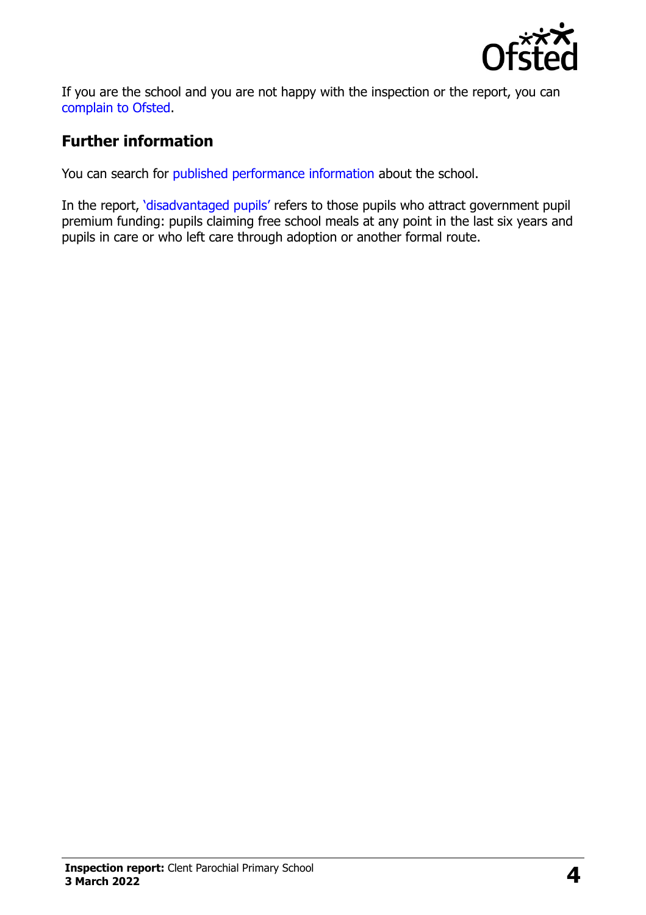If you are the school and you are not happy with the inspection or the report, you can complain to Ofsted.

## Further information

You can search for published performance information about the school.

In the report, 'disadvantaged pupils' refers to those pupils who attract government pupil premium funding: pupils claiming free school meals at any point in the last six years and pupils in care or who left care through adoption or another formal route.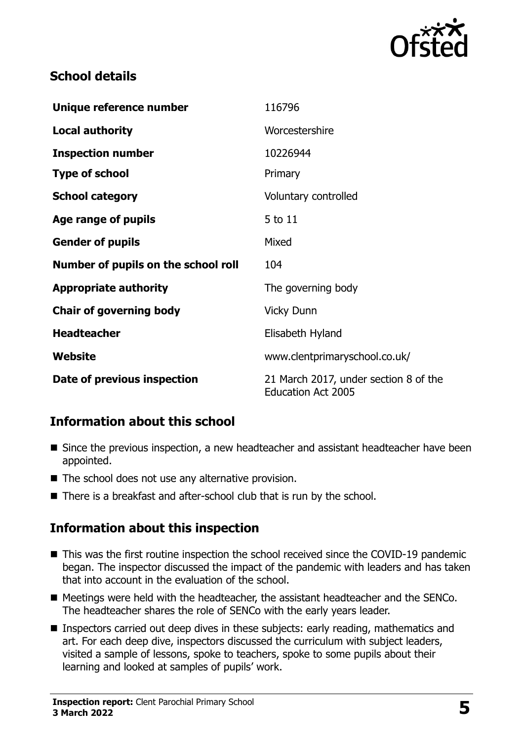## School details

| Unique reference number | 116796 |
| --- | --- |
| **Local authority** | Worcestershire |
| **Inspection number** | 10226944 |
| **Type of school** | Primary |
| **School category** | Voluntary controlled |
| **Age range of pupils** | 5 to 11 |
| **Gender of pupils** | Mixed |
| **Number of pupils on the school roll** | 104 |
| **Appropriate authority** | The governing body |
| **Chair of governing body** | Vicky Dunn |
| **Headteacher** | Elisabeth Hyland |
| **Website** | www.clentprimaryschool.co.uk/ |
| **Date of previous inspection** | 21 March 2017, under section 8 of the Education Act 2005 |

## Information about this school

- Since the previous inspection, a new headteacher and assistant headteacher have been appointed.
- The school does not use any alternative provision.
- There is a breakfast and after-school club that is run by the school.

## Information about this inspection

- This was the first routine inspection the school received since the COVID-19 pandemic began. The inspector discussed the impact of the pandemic with leaders and has taken that into account in the evaluation of the school.
- Meetings were held with the headteacher, the assistant headteacher and the SENCo. The headteacher shares the role of SENCo with the early years leader.
- Inspectors carried out deep dives in these subjects: early reading, mathematics and art. For each deep dive, inspectors discussed the curriculum with subject leaders, visited a sample of lessons, spoke to teachers, spoke to some pupils about their learning and looked at samples of pupils' work.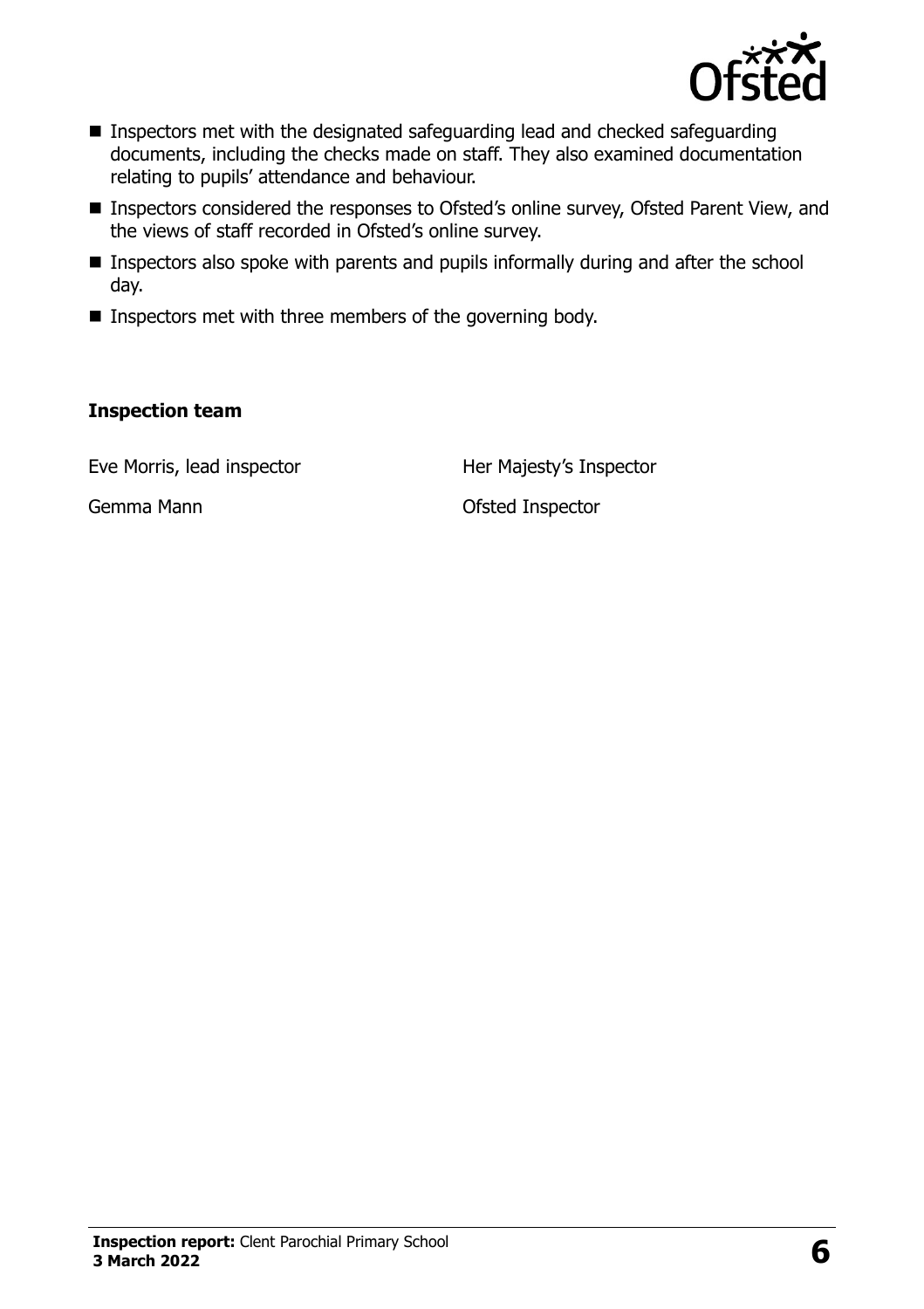- Inspectors met with the designated safeguarding lead and checked safeguarding documents, including the checks made on staff. They also examined documentation relating to pupils' attendance and behaviour.
- Inspectors considered the responses to Ofsted's online survey, Ofsted Parent View, and the views of staff recorded in Ofsted's online survey.
- Inspectors also spoke with parents and pupils informally during and after the school day.
- Inspectors met with three members of the governing body.

## Inspection team

| | |
|---|---|
| Eve Morris, lead inspector | Her Majesty's Inspector |
| Gemma Mann | Ofsted Inspector |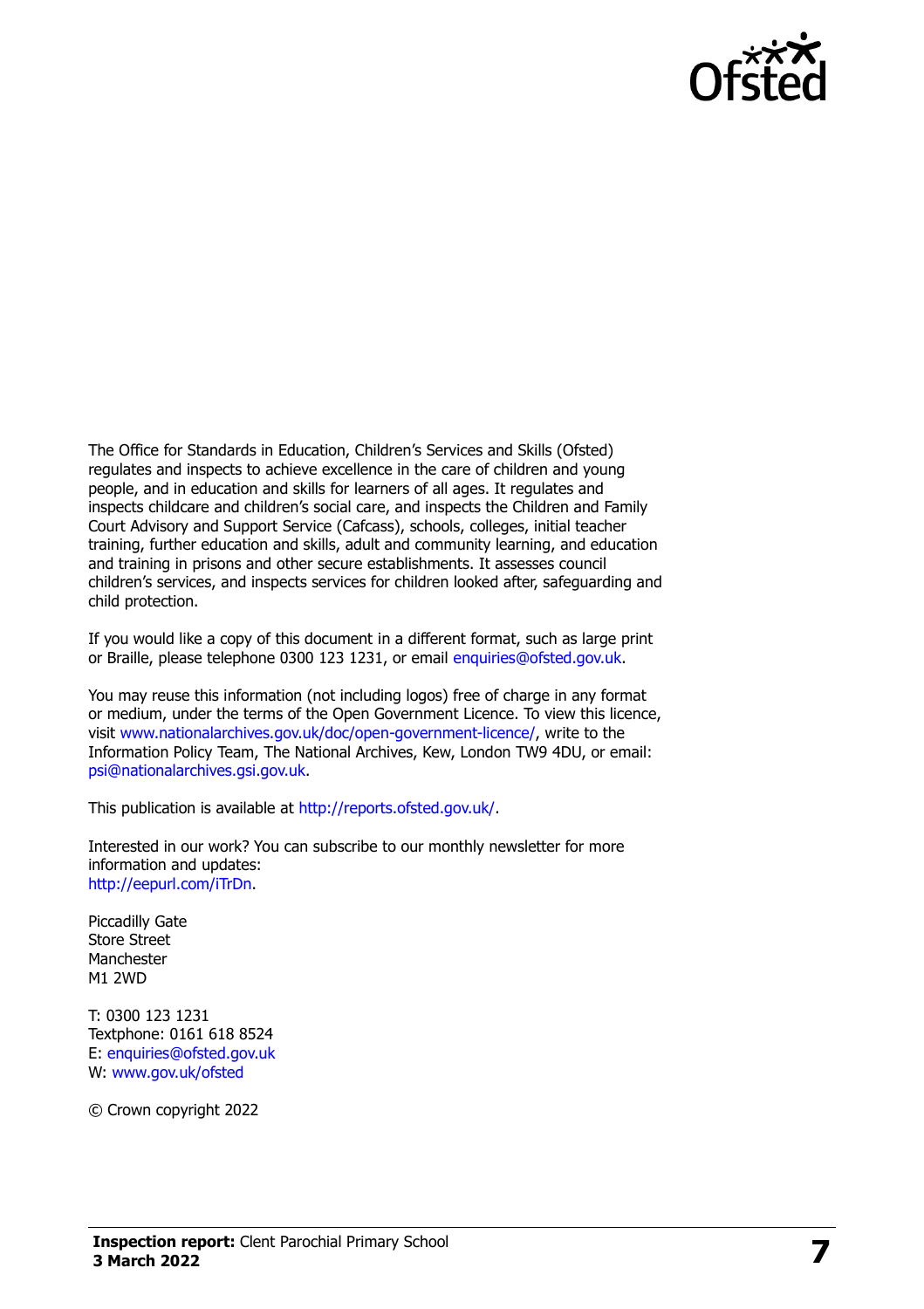The Office for Standards in Education, Children's Services and Skills (Ofsted) regulates and inspects to achieve excellence in the care of children and young people, and in education and skills for learners of all ages. It regulates and inspects childcare and children's social care, and inspects the Children and Family Court Advisory and Support Service (Cafcass), schools, colleges, initial teacher training, further education and skills, adult and community learning, and education and training in prisons and other secure establishments. It assesses council children's services, and inspects services for children looked after, safeguarding and child protection.

If you would like a copy of this document in a different format, such as large print or Braille, please telephone 0300 123 1231, or email enquiries@ofsted.gov.uk.

You may reuse this information (not including logos) free of charge in any format or medium, under the terms of the Open Government Licence. To view this licence, visit www.nationalarchives.gov.uk/doc/open-government-licence/, write to the Information Policy Team, The National Archives, Kew, London TW9 4DU, or email: psi@nationalarchives.gsi.gov.uk.

This publication is available at http://reports.ofsted.gov.uk/.

Interested in our work? You can subscribe to our monthly newsletter for more information and updates:
http://eepurl.com/iTrDn.

Piccadilly Gate
Store Street
Manchester
M1 2WD

T: 0300 123 1231
Textphone: 0161 618 8524
E: enquiries@ofsted.gov.uk
W: www.gov.uk/ofsted

© Crown copyright 2022